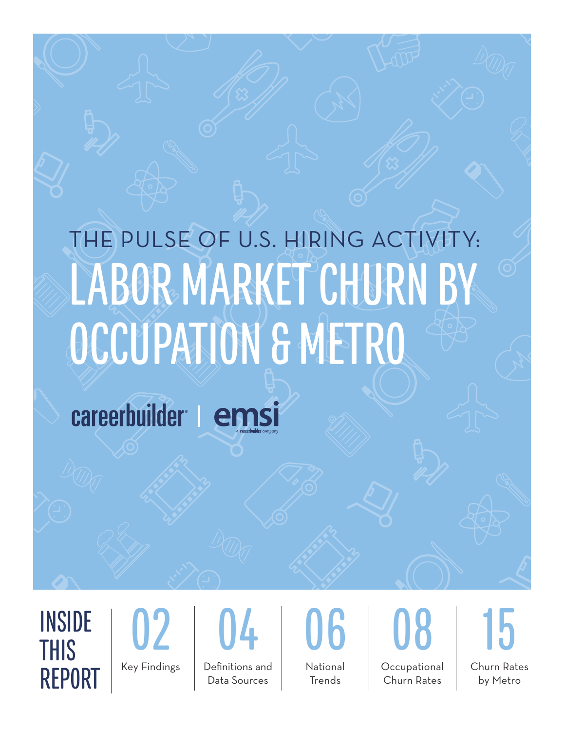# THE PULSE OF U.S. HIRING ACTIVITY: LABOR MARKET CHURN BY OCCUPATION & METRO

careerbuilder | emsi a careerbuilder company

## INSIDE THIS REPORT

- 02 Key Findings
- 04 Definitions and Data Sources
- 06 National Trends
- 08 Occupational Churn Rates
- 15 Churn Rates by Metro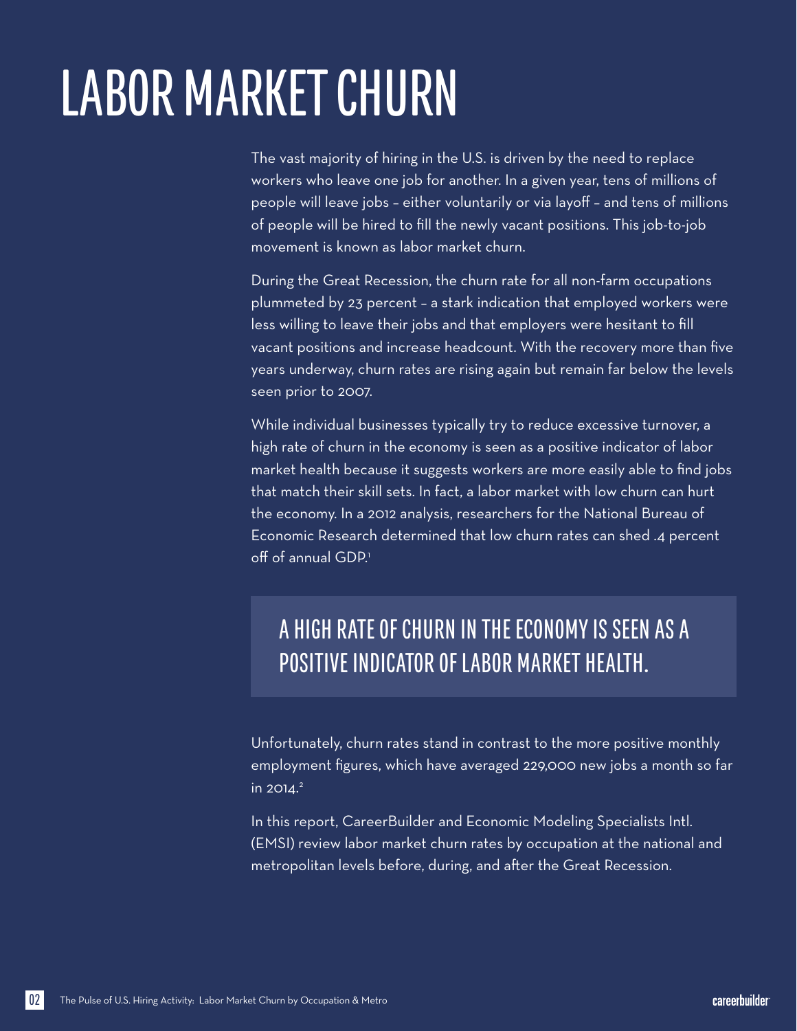# LABOR MARKET CHURN

The vast majority of hiring in the U.S. is driven by the need to replace workers who leave one job for another. In a given year, tens of millions of people will leave jobs – either voluntarily or via layoff – and tens of millions of people will be hired to fill the newly vacant positions. This job-to-job movement is known as labor market churn.

During the Great Recession, the churn rate for all non-farm occupations plummeted by 23 percent – a stark indication that employed workers were less willing to leave their jobs and that employers were hesitant to fill vacant positions and increase headcount. With the recovery more than five years underway, churn rates are rising again but remain far below the levels seen prior to 2007.

While individual businesses typically try to reduce excessive turnover, a high rate of churn in the economy is seen as a positive indicator of labor market health because it suggests workers are more easily able to find jobs that match their skill sets. In fact, a labor market with low churn can hurt the economy. In a 2012 analysis, researchers for the National Bureau of Economic Research determined that low churn rates can shed .4 percent off of annual GDP.[1]

## A HIGH RATE OF CHURN IN THE ECONOMY IS SEEN AS A POSITIVE INDICATOR OF LABOR MARKET HEALTH.

Unfortunately, churn rates stand in contrast to the more positive monthly employment figures, which have averaged 229,000 new jobs a month so far in 2014.[2]

In this report, CareerBuilder and Economic Modeling Specialists Intl. (EMSI) review labor market churn rates by occupation at the national and metropolitan levels before, during, and after the Great Recession.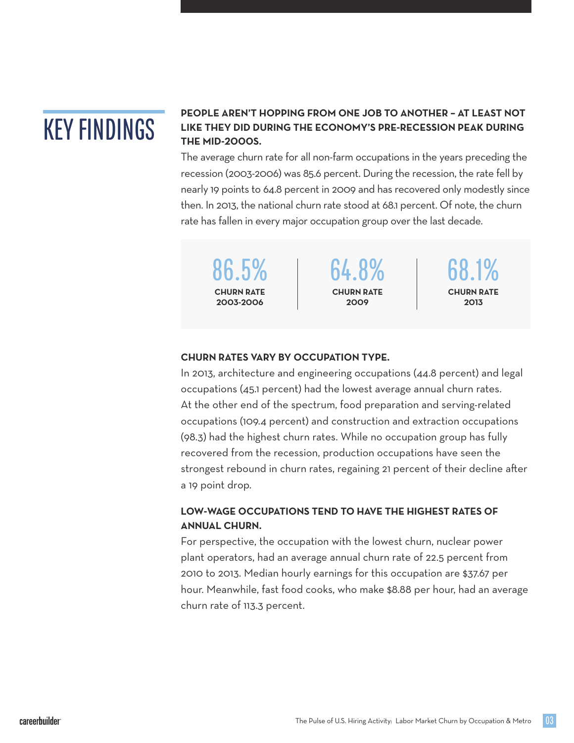# KEY FINDINGS

**PEOPLE AREN'T HOPPING FROM ONE JOB TO ANOTHER – AT LEAST NOT LIKE THEY DID DURING THE ECONOMY'S PRE-RECESSION PEAK DURING THE MID-2000S.**

The average churn rate for all non-farm occupations in the years preceding the recession (2003-2006) was 85.6 percent. During the recession, the rate fell by nearly 19 points to 64.8 percent in 2009 and has recovered only modestly since then. In 2013, the national churn rate stood at 68.1 percent. Of note, the churn rate has fallen in every major occupation group over the last decade.

| 86.5% | 64.8% | 68.1% |
|---|---|---|
| **CHURN RATE 2003-2006** | **CHURN RATE 2009** | **CHURN RATE 2013** |

**CHURN RATES VARY BY OCCUPATION TYPE.**

In 2013, architecture and engineering occupations (44.8 percent) and legal occupations (45.1 percent) had the lowest average annual churn rates. At the other end of the spectrum, food preparation and serving-related occupations (109.4 percent) and construction and extraction occupations (98.3) had the highest churn rates. While no occupation group has fully recovered from the recession, production occupations have seen the strongest rebound in churn rates, regaining 21 percent of their decline after a 19 point drop.

**LOW-WAGE OCCUPATIONS TEND TO HAVE THE HIGHEST RATES OF ANNUAL CHURN.**

For perspective, the occupation with the lowest churn, nuclear power plant operators, had an average annual churn rate of 22.5 percent from 2010 to 2013. Median hourly earnings for this occupation are $37.67 per hour. Meanwhile, fast food cooks, who make $8.88 per hour, had an average churn rate of 113.3 percent.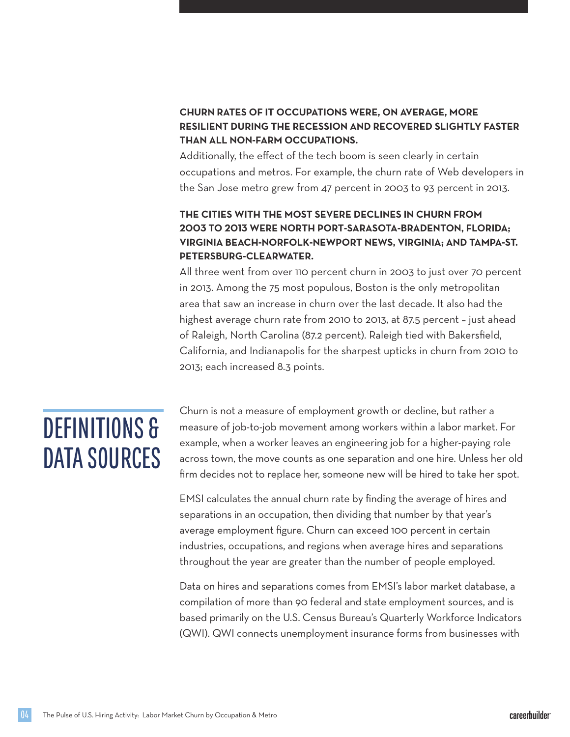**CHURN RATES OF IT OCCUPATIONS WERE, ON AVERAGE, MORE RESILIENT DURING THE RECESSION AND RECOVERED SLIGHTLY FASTER THAN ALL NON-FARM OCCUPATIONS.**

Additionally, the effect of the tech boom is seen clearly in certain occupations and metros. For example, the churn rate of Web developers in the San Jose metro grew from 47 percent in 2003 to 93 percent in 2013.

**THE CITIES WITH THE MOST SEVERE DECLINES IN CHURN FROM 2003 TO 2013 WERE NORTH PORT-SARASOTA-BRADENTON, FLORIDA; VIRGINIA BEACH-NORFOLK-NEWPORT NEWS, VIRGINIA; AND TAMPA-ST. PETERSBURG-CLEARWATER.**

All three went from over 110 percent churn in 2003 to just over 70 percent in 2013. Among the 75 most populous, Boston is the only metropolitan area that saw an increase in churn over the last decade. It also had the highest average churn rate from 2010 to 2013, at 87.5 percent – just ahead of Raleigh, North Carolina (87.2 percent). Raleigh tied with Bakersfield, California, and Indianapolis for the sharpest upticks in churn from 2010 to 2013; each increased 8.3 points.

# DEFINITIONS & DATA SOURCES

Churn is not a measure of employment growth or decline, but rather a measure of job-to-job movement among workers within a labor market. For example, when a worker leaves an engineering job for a higher-paying role across town, the move counts as one separation and one hire. Unless her old firm decides not to replace her, someone new will be hired to take her spot.

EMSI calculates the annual churn rate by finding the average of hires and separations in an occupation, then dividing that number by that year's average employment figure. Churn can exceed 100 percent in certain industries, occupations, and regions when average hires and separations throughout the year are greater than the number of people employed.

Data on hires and separations comes from EMSI's labor market database, a compilation of more than 90 federal and state employment sources, and is based primarily on the U.S. Census Bureau's Quarterly Workforce Indicators (QWI). QWI connects unemployment insurance forms from businesses with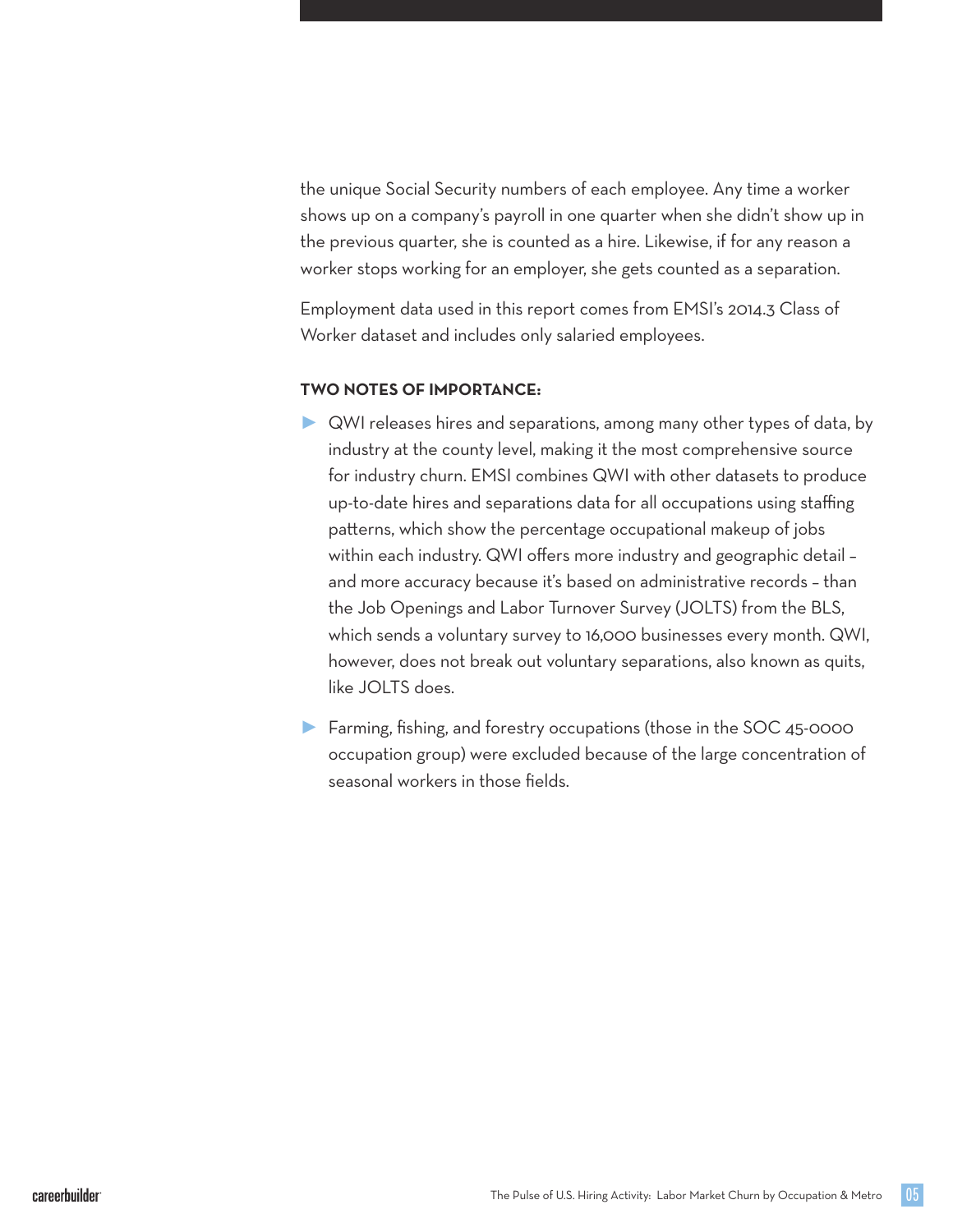the unique Social Security numbers of each employee. Any time a worker shows up on a company's payroll in one quarter when she didn't show up in the previous quarter, she is counted as a hire. Likewise, if for any reason a worker stops working for an employer, she gets counted as a separation.

Employment data used in this report comes from EMSI's 2014.3 Class of Worker dataset and includes only salaried employees.

**TWO NOTES OF IMPORTANCE:**

- QWI releases hires and separations, among many other types of data, by industry at the county level, making it the most comprehensive source for industry churn. EMSI combines QWI with other datasets to produce up-to-date hires and separations data for all occupations using staffing patterns, which show the percentage occupational makeup of jobs within each industry. QWI offers more industry and geographic detail – and more accuracy because it's based on administrative records – than the Job Openings and Labor Turnover Survey (JOLTS) from the BLS, which sends a voluntary survey to 16,000 businesses every month. QWI, however, does not break out voluntary separations, also known as quits, like JOLTS does.
- Farming, fishing, and forestry occupations (those in the SOC 45-0000 occupation group) were excluded because of the large concentration of seasonal workers in those fields.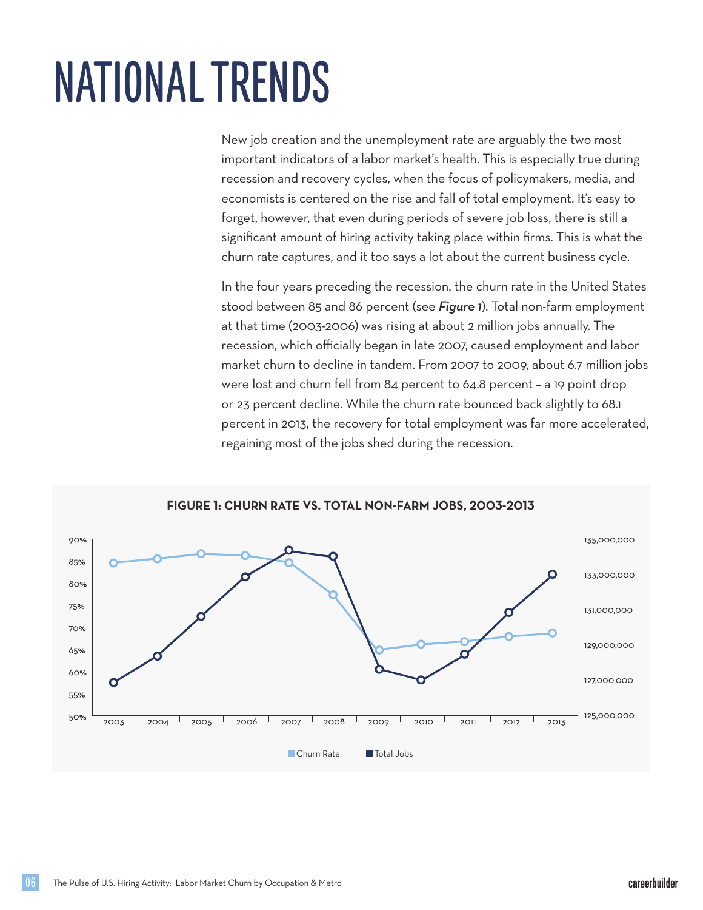# NATIONAL TRENDS

New job creation and the unemployment rate are arguably the two most important indicators of a labor market's health. This is especially true during recession and recovery cycles, when the focus of policymakers, media, and economists is centered on the rise and fall of total employment. It's easy to forget, however, that even during periods of severe job loss, there is still a significant amount of hiring activity taking place within firms. This is what the churn rate captures, and it too says a lot about the current business cycle.

In the four years preceding the recession, the churn rate in the United States stood between 85 and 86 percent (see ***Figure 1***). Total non-farm employment at that time (2003-2006) was rising at about 2 million jobs annually. The recession, which officially began in late 2007, caused employment and labor market churn to decline in tandem. From 2007 to 2009, about 6.7 million jobs were lost and churn fell from 84 percent to 64.8 percent – a 19 point drop or 23 percent decline. While the churn rate bounced back slightly to 68.1 percent in 2013, the recovery for total employment was far more accelerated, regaining most of the jobs shed during the recession.

**FIGURE 1: CHURN RATE VS. TOTAL NON-FARM JOBS, 2003-2013**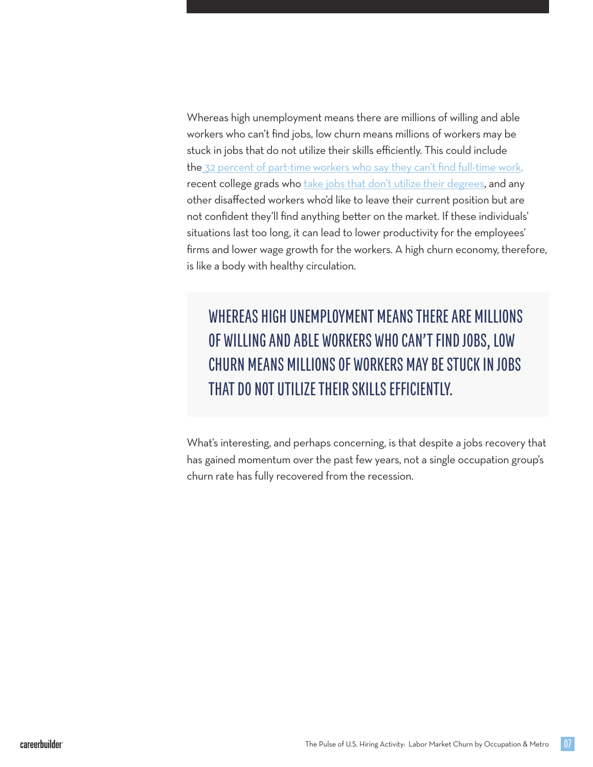Whereas high unemployment means there are millions of willing and able workers who can't find jobs, low churn means millions of workers may be stuck in jobs that do not utilize their skills efficiently. This could include the 32 percent of part-time workers who say they can't find full-time work, recent college grads who take jobs that don't utilize their degrees, and any other disaffected workers who'd like to leave their current position but are not confident they'll find anything better on the market. If these individuals' situations last too long, it can lead to lower productivity for the employees' firms and lower wage growth for the workers. A high churn economy, therefore, is like a body with healthy circulation.

> WHEREAS HIGH UNEMPLOYMENT MEANS THERE ARE MILLIONS OF WILLING AND ABLE WORKERS WHO CAN'T FIND JOBS, LOW CHURN MEANS MILLIONS OF WORKERS MAY BE STUCK IN JOBS THAT DO NOT UTILIZE THEIR SKILLS EFFICIENTLY.

What's interesting, and perhaps concerning, is that despite a jobs recovery that has gained momentum over the past few years, not a single occupation group's churn rate has fully recovered from the recession.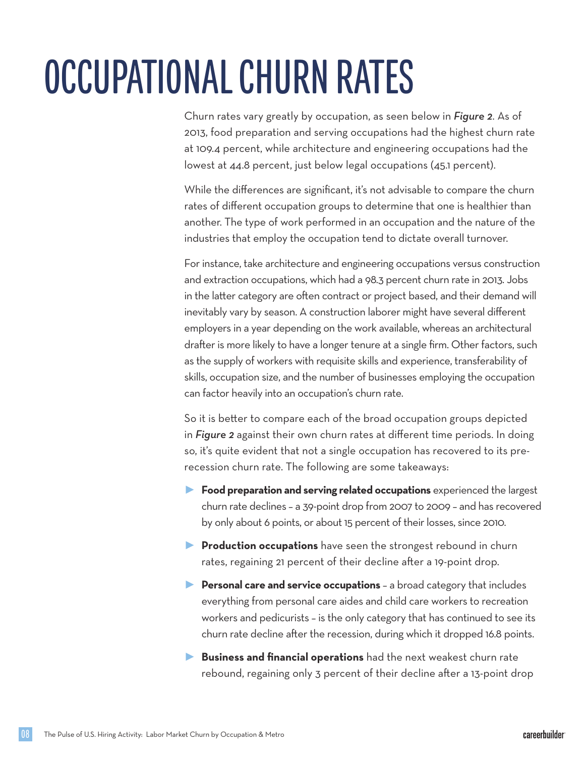# OCCUPATIONAL CHURN RATES

Churn rates vary greatly by occupation, as seen below in ***Figure 2***. As of 2013, food preparation and serving occupations had the highest churn rate at 109.4 percent, while architecture and engineering occupations had the lowest at 44.8 percent, just below legal occupations (45.1 percent).

While the differences are significant, it's not advisable to compare the churn rates of different occupation groups to determine that one is healthier than another. The type of work performed in an occupation and the nature of the industries that employ the occupation tend to dictate overall turnover.

For instance, take architecture and engineering occupations versus construction and extraction occupations, which had a 98.3 percent churn rate in 2013. Jobs in the latter category are often contract or project based, and their demand will inevitably vary by season. A construction laborer might have several different employers in a year depending on the work available, whereas an architectural drafter is more likely to have a longer tenure at a single firm. Other factors, such as the supply of workers with requisite skills and experience, transferability of skills, occupation size, and the number of businesses employing the occupation can factor heavily into an occupation's churn rate.

So it is better to compare each of the broad occupation groups depicted in ***Figure 2*** against their own churn rates at different time periods. In doing so, it's quite evident that not a single occupation has recovered to its pre-recession churn rate. The following are some takeaways:

- **Food preparation and serving related occupations** experienced the largest churn rate declines – a 39-point drop from 2007 to 2009 – and has recovered by only about 6 points, or about 15 percent of their losses, since 2010.
- **Production occupations** have seen the strongest rebound in churn rates, regaining 21 percent of their decline after a 19-point drop.
- **Personal care and service occupations** – a broad category that includes everything from personal care aides and child care workers to recreation workers and pedicurists – is the only category that has continued to see its churn rate decline after the recession, during which it dropped 16.8 points.
- **Business and financial operations** had the next weakest churn rate rebound, regaining only 3 percent of their decline after a 13-point drop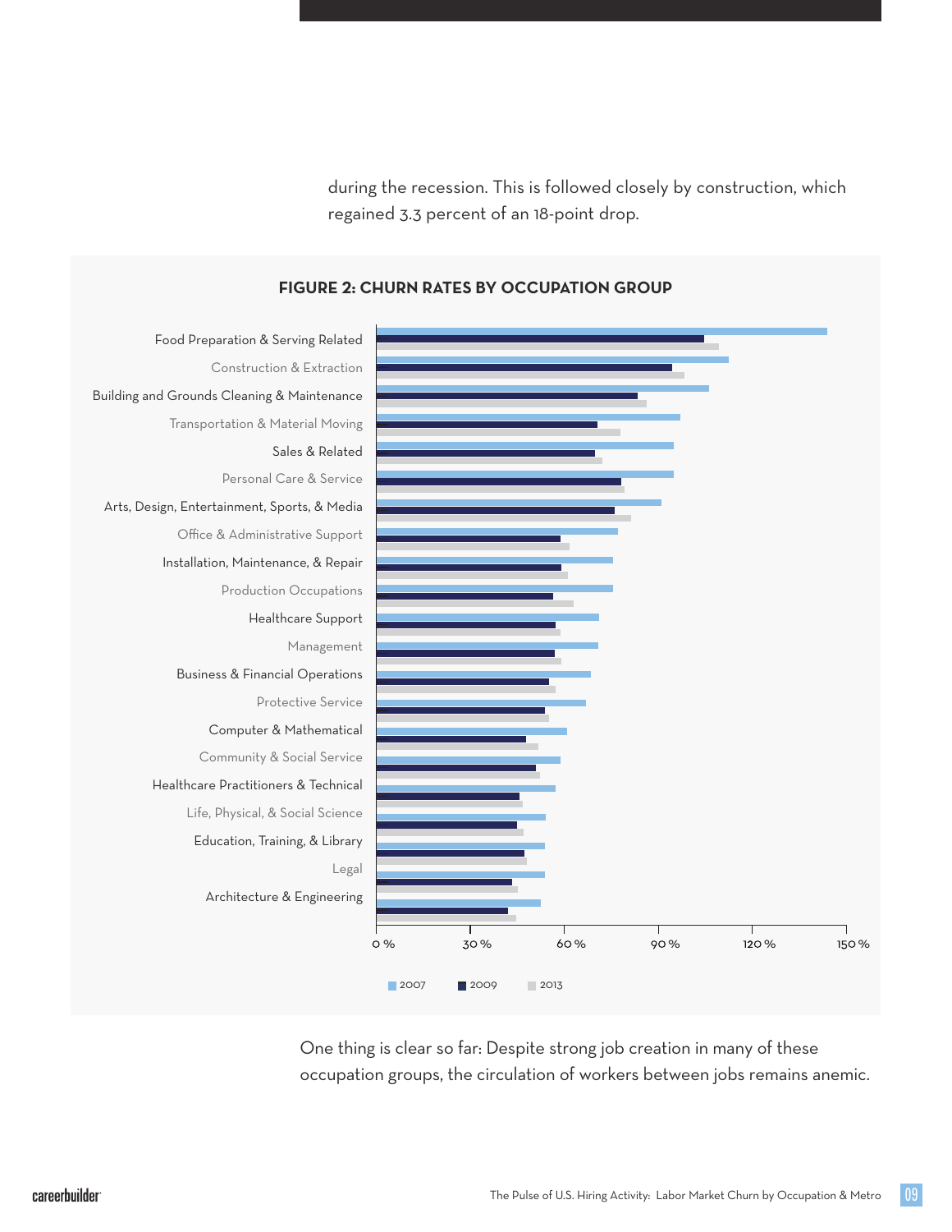during the recession. This is followed closely by construction, which regained 3.3 percent of an 18-point drop.

**FIGURE 2: CHURN RATES BY OCCUPATION GROUP**

One thing is clear so far: Despite strong job creation in many of these occupation groups, the circulation of workers between jobs remains anemic.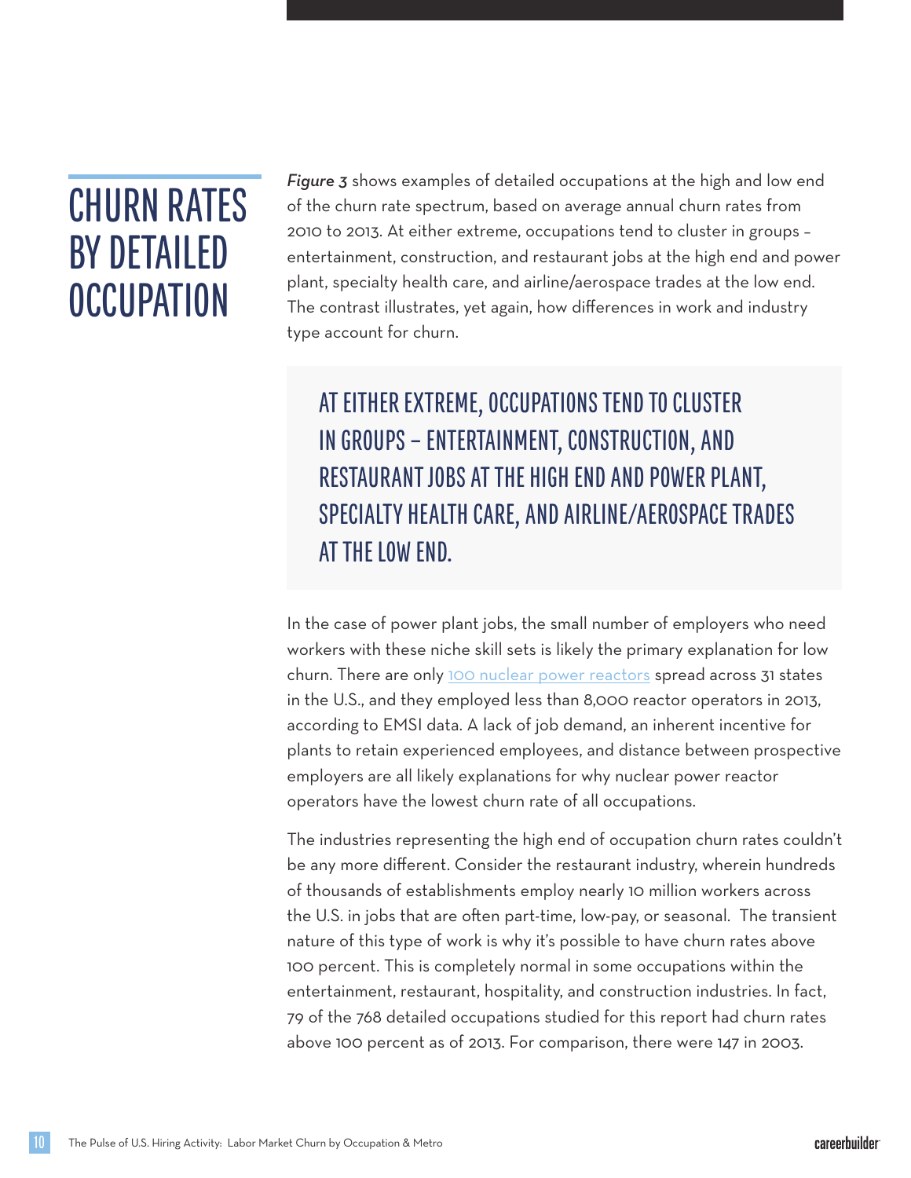# CHURN RATES BY DETAILED OCCUPATION

*Figure 3* shows examples of detailed occupations at the high and low end of the churn rate spectrum, based on average annual churn rates from 2010 to 2013. At either extreme, occupations tend to cluster in groups – entertainment, construction, and restaurant jobs at the high end and power plant, specialty health care, and airline/aerospace trades at the low end. The contrast illustrates, yet again, how differences in work and industry type account for churn.

> AT EITHER EXTREME, OCCUPATIONS TEND TO CLUSTER IN GROUPS – ENTERTAINMENT, CONSTRUCTION, AND RESTAURANT JOBS AT THE HIGH END AND POWER PLANT, SPECIALTY HEALTH CARE, AND AIRLINE/AEROSPACE TRADES AT THE LOW END.

In the case of power plant jobs, the small number of employers who need workers with these niche skill sets is likely the primary explanation for low churn. There are only 100 nuclear power reactors spread across 31 states in the U.S., and they employed less than 8,000 reactor operators in 2013, according to EMSI data. A lack of job demand, an inherent incentive for plants to retain experienced employees, and distance between prospective employers are all likely explanations for why nuclear power reactor operators have the lowest churn rate of all occupations.

The industries representing the high end of occupation churn rates couldn't be any more different. Consider the restaurant industry, wherein hundreds of thousands of establishments employ nearly 10 million workers across the U.S. in jobs that are often part-time, low-pay, or seasonal. The transient nature of this type of work is why it's possible to have churn rates above 100 percent. This is completely normal in some occupations within the entertainment, restaurant, hospitality, and construction industries. In fact, 79 of the 768 detailed occupations studied for this report had churn rates above 100 percent as of 2013. For comparison, there were 147 in 2003.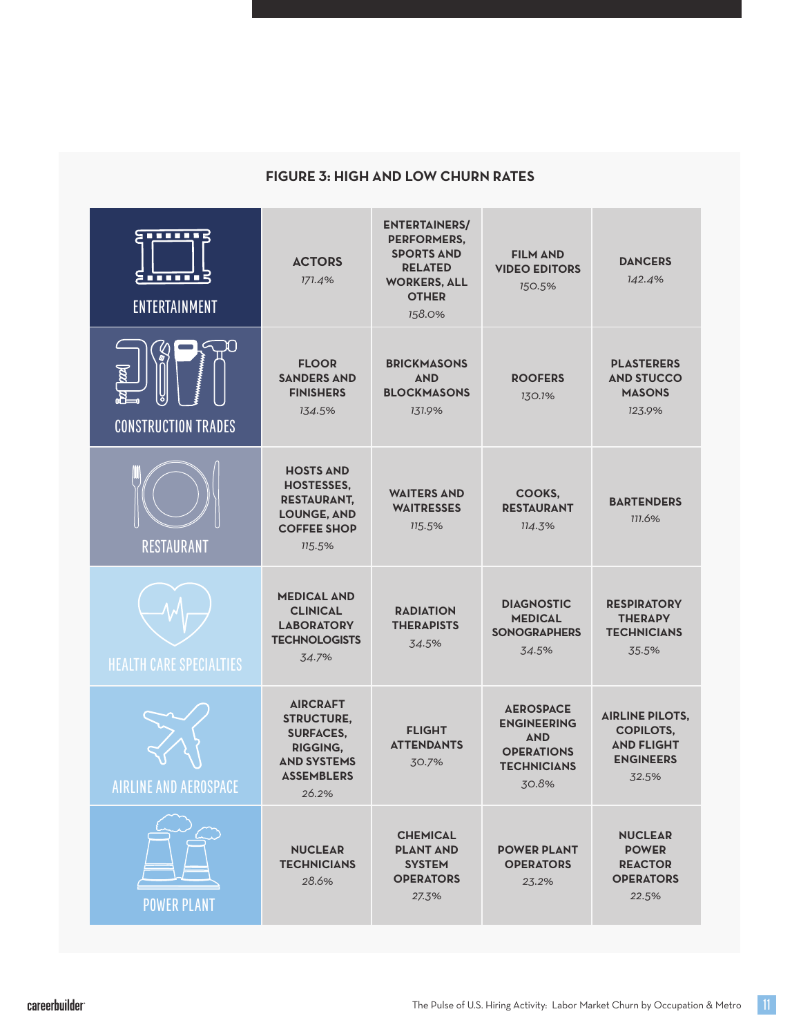**FIGURE 3: HIGH AND LOW CHURN RATES**

| Category | | | | |
|---|---|---|---|---|
| ENTERTAINMENT | ACTORS 171.4% | ENTERTAINERS/PERFORMERS, SPORTS AND RELATED WORKERS, ALL OTHER 158.0% | FILM AND VIDEO EDITORS 150.5% | DANCERS 142.4% |
| CONSTRUCTION TRADES | FLOOR SANDERS AND FINISHERS 134.5% | BRICKMASONS AND BLOCKMASONS 131.9% | ROOFERS 130.1% | PLASTERERS AND STUCCO MASONS 123.9% |
| RESTAURANT | HOSTS AND HOSTESSES, RESTAURANT, LOUNGE, AND COFFEE SHOP 115.5% | WAITERS AND WAITRESSES 115.5% | COOKS, RESTAURANT 114.3% | BARTENDERS 111.6% |
| HEALTH CARE SPECIALTIES | MEDICAL AND CLINICAL LABORATORY TECHNOLOGISTS 34.7% | RADIATION THERAPISTS 34.5% | DIAGNOSTIC MEDICAL SONOGRAPHERS 34.5% | RESPIRATORY THERAPY TECHNICIANS 35.5% |
| AIRLINE AND AEROSPACE | AIRCRAFT STRUCTURE, SURFACES, RIGGING, AND SYSTEMS ASSEMBLERS 26.2% | FLIGHT ATTENDANTS 30.7% | AEROSPACE ENGINEERING AND OPERATIONS TECHNICIANS 30.8% | AIRLINE PILOTS, COPILOTS, AND FLIGHT ENGINEERS 32.5% |
| POWER PLANT | NUCLEAR TECHNICIANS 28.6% | CHEMICAL PLANT AND SYSTEM OPERATORS 27.3% | POWER PLANT OPERATORS 23.2% | NUCLEAR POWER REACTOR OPERATORS 22.5% |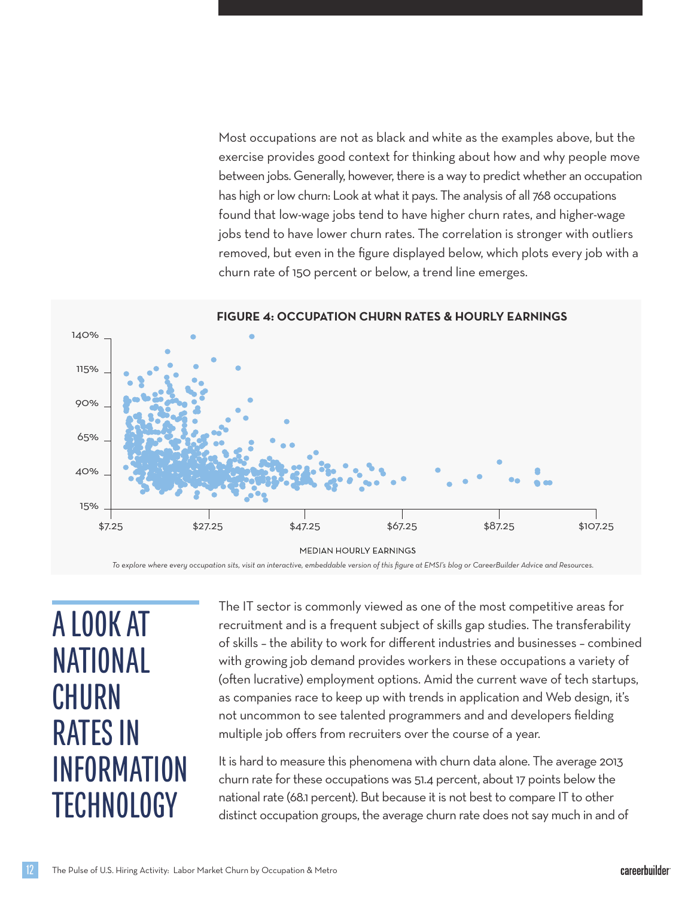Most occupations are not as black and white as the examples above, but the exercise provides good context for thinking about how and why people move between jobs. Generally, however, there is a way to predict whether an occupation has high or low churn: Look at what it pays. The analysis of all 768 occupations found that low-wage jobs tend to have higher churn rates, and higher-wage jobs tend to have lower churn rates. The correlation is stronger with outliers removed, but even in the figure displayed below, which plots every job with a churn rate of 150 percent or below, a trend line emerges.

**FIGURE 4: OCCUPATION CHURN RATES & HOURLY EARNINGS**

*To explore where every occupation sits, visit an interactive, embeddable version of this figure at EMSI's blog or CareerBuilder Advice and Resources.*

# A LOOK AT NATIONAL CHURN RATES IN INFORMATION TECHNOLOGY

The IT sector is commonly viewed as one of the most competitive areas for recruitment and is a frequent subject of skills gap studies. The transferability of skills – the ability to work for different industries and businesses – combined with growing job demand provides workers in these occupations a variety of (often lucrative) employment options. Amid the current wave of tech startups, as companies race to keep up with trends in application and Web design, it's not uncommon to see talented programmers and and developers fielding multiple job offers from recruiters over the course of a year.

It is hard to measure this phenomena with churn data alone. The average 2013 churn rate for these occupations was 51.4 percent, about 17 points below the national rate (68.1 percent). But because it is not best to compare IT to other distinct occupation groups, the average churn rate does not say much in and of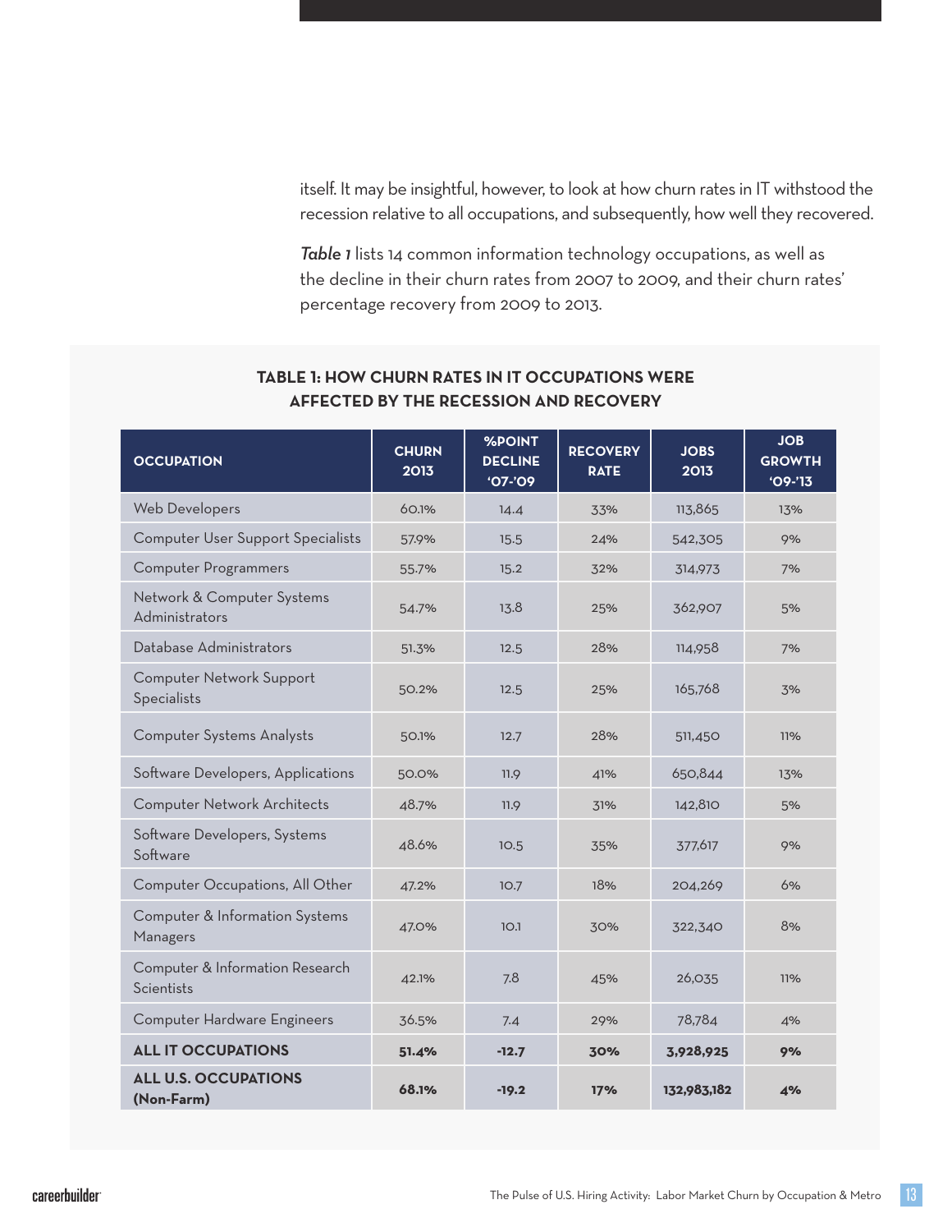itself. It may be insightful, however, to look at how churn rates in IT withstood the recession relative to all occupations, and subsequently, how well they recovered.

*Table 1* lists 14 common information technology occupations, as well as the decline in their churn rates from 2007 to 2009, and their churn rates' percentage recovery from 2009 to 2013.

**TABLE 1: HOW CHURN RATES IN IT OCCUPATIONS WERE AFFECTED BY THE RECESSION AND RECOVERY**

| OCCUPATION | CHURN 2013 | %POINT DECLINE '07-'09 | RECOVERY RATE | JOBS 2013 | JOB GROWTH '09-'13 |
|---|---|---|---|---|---|
| Web Developers | 60.1% | 14.4 | 33% | 113,865 | 13% |
| Computer User Support Specialists | 57.9% | 15.5 | 24% | 542,305 | 9% |
| Computer Programmers | 55.7% | 15.2 | 32% | 314,973 | 7% |
| Network & Computer Systems Administrators | 54.7% | 13.8 | 25% | 362,907 | 5% |
| Database Administrators | 51.3% | 12.5 | 28% | 114,958 | 7% |
| Computer Network Support Specialists | 50.2% | 12.5 | 25% | 165,768 | 3% |
| Computer Systems Analysts | 50.1% | 12.7 | 28% | 511,450 | 11% |
| Software Developers, Applications | 50.0% | 11.9 | 41% | 650,844 | 13% |
| Computer Network Architects | 48.7% | 11.9 | 31% | 142,810 | 5% |
| Software Developers, Systems Software | 48.6% | 10.5 | 35% | 377,617 | 9% |
| Computer Occupations, All Other | 47.2% | 10.7 | 18% | 204,269 | 6% |
| Computer & Information Systems Managers | 47.0% | 10.1 | 30% | 322,340 | 8% |
| Computer & Information Research Scientists | 42.1% | 7.8 | 45% | 26,035 | 11% |
| Computer Hardware Engineers | 36.5% | 7.4 | 29% | 78,784 | 4% |
| **ALL IT OCCUPATIONS** | **51.4%** | **-12.7** | **30%** | **3,928,925** | **9%** |
| **ALL U.S. OCCUPATIONS (Non-Farm)** | **68.1%** | **-19.2** | **17%** | **132,983,182** | **4%** |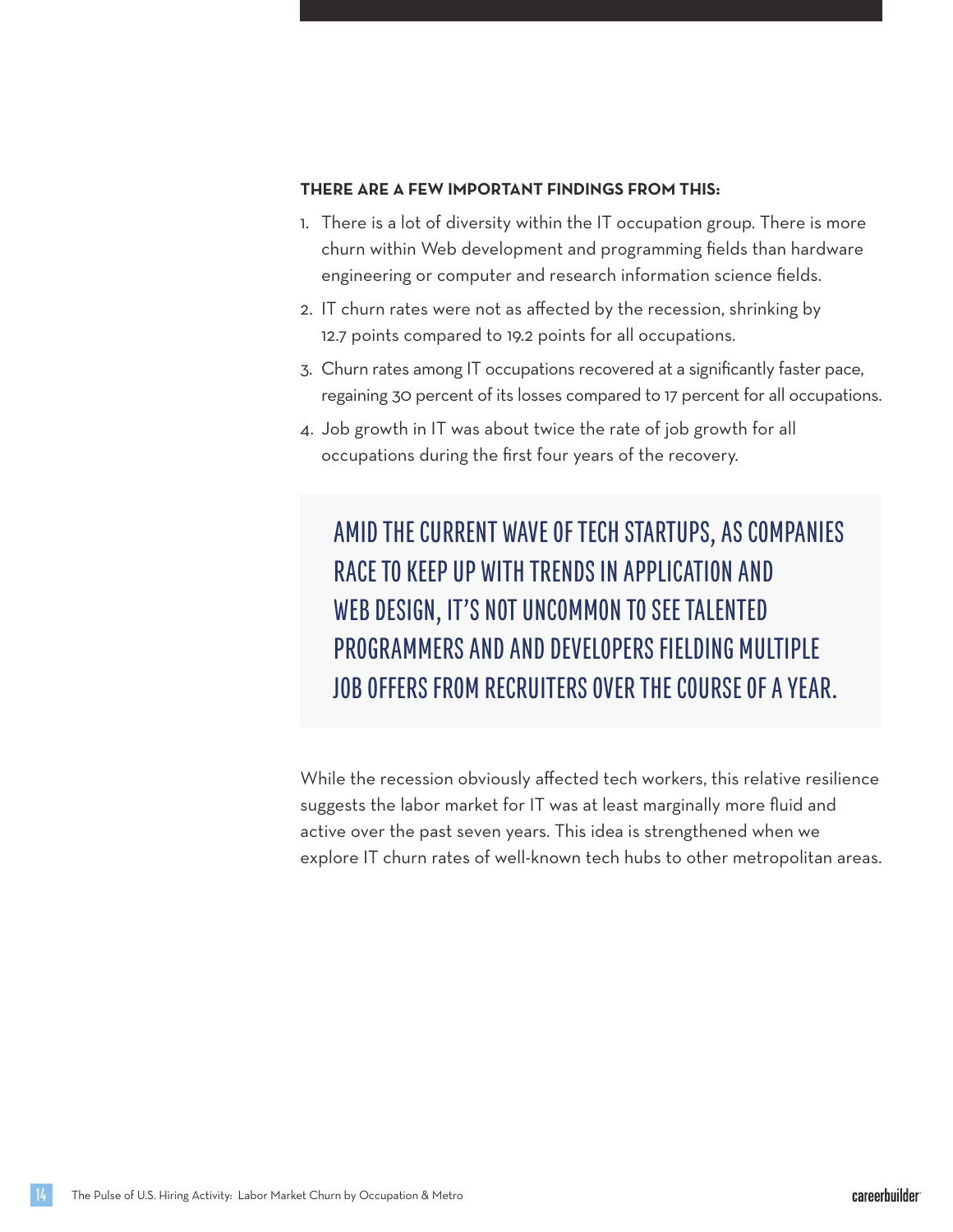**THERE ARE A FEW IMPORTANT FINDINGS FROM THIS:**

1. There is a lot of diversity within the IT occupation group. There is more churn within Web development and programming fields than hardware engineering or computer and research information science fields.
2. IT churn rates were not as affected by the recession, shrinking by 12.7 points compared to 19.2 points for all occupations.
3. Churn rates among IT occupations recovered at a significantly faster pace, regaining 30 percent of its losses compared to 17 percent for all occupations.
4. Job growth in IT was about twice the rate of job growth for all occupations during the first four years of the recovery.

> AMID THE CURRENT WAVE OF TECH STARTUPS, AS COMPANIES RACE TO KEEP UP WITH TRENDS IN APPLICATION AND WEB DESIGN, IT'S NOT UNCOMMON TO SEE TALENTED PROGRAMMERS AND AND DEVELOPERS FIELDING MULTIPLE JOB OFFERS FROM RECRUITERS OVER THE COURSE OF A YEAR.

While the recession obviously affected tech workers, this relative resilience suggests the labor market for IT was at least marginally more fluid and active over the past seven years. This idea is strengthened when we explore IT churn rates of well-known tech hubs to other metropolitan areas.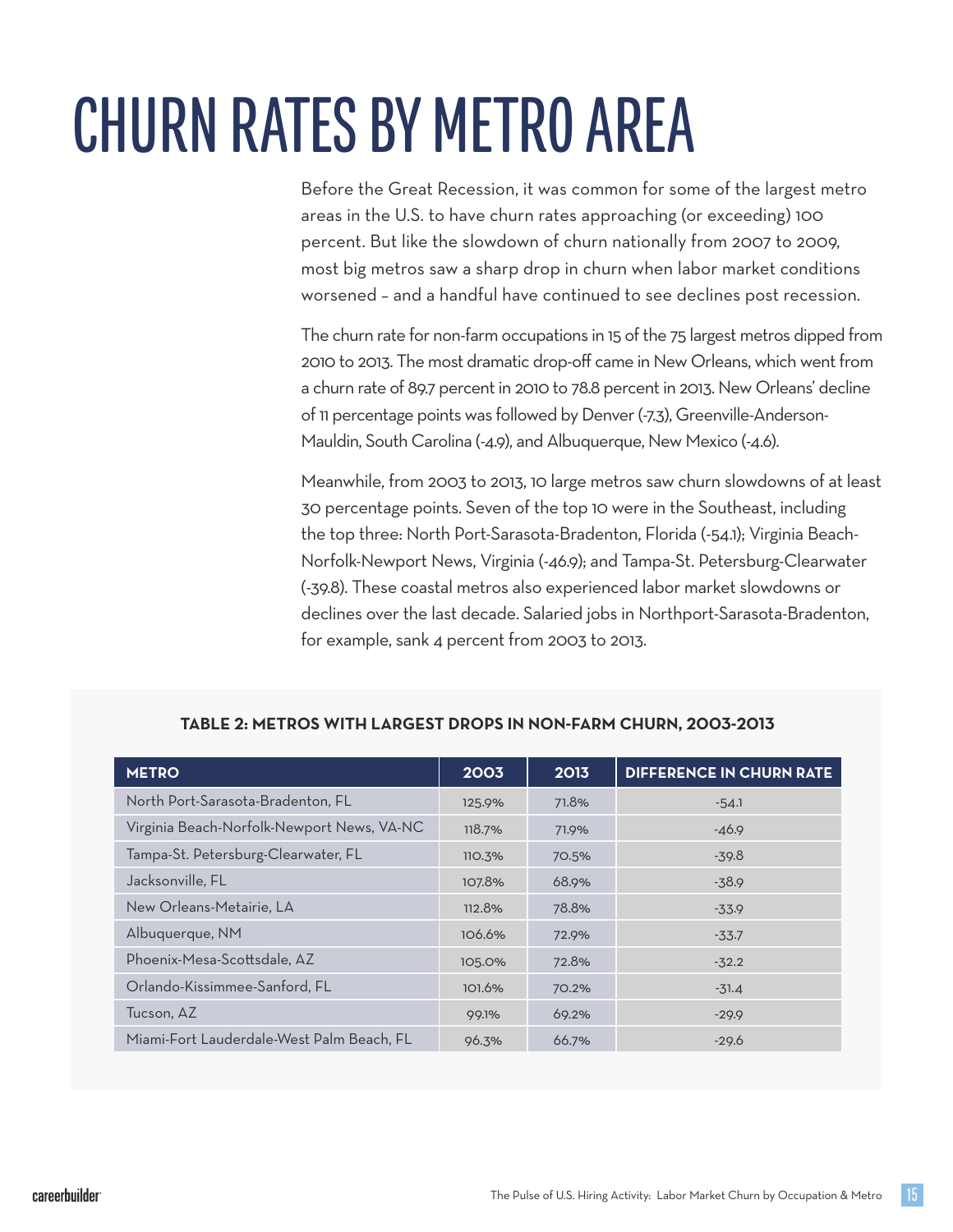# CHURN RATES BY METRO AREA

Before the Great Recession, it was common for some of the largest metro areas in the U.S. to have churn rates approaching (or exceeding) 100 percent. But like the slowdown of churn nationally from 2007 to 2009, most big metros saw a sharp drop in churn when labor market conditions worsened – and a handful have continued to see declines post recession.

The churn rate for non-farm occupations in 15 of the 75 largest metros dipped from 2010 to 2013. The most dramatic drop-off came in New Orleans, which went from a churn rate of 89.7 percent in 2010 to 78.8 percent in 2013. New Orleans' decline of 11 percentage points was followed by Denver (-7.3), Greenville-Anderson-Mauldin, South Carolina (-4.9), and Albuquerque, New Mexico (-4.6).

Meanwhile, from 2003 to 2013, 10 large metros saw churn slowdowns of at least 30 percentage points. Seven of the top 10 were in the Southeast, including the top three: North Port-Sarasota-Bradenton, Florida (-54.1); Virginia Beach-Norfolk-Newport News, Virginia (-46.9); and Tampa-St. Petersburg-Clearwater (-39.8). These coastal metros also experienced labor market slowdowns or declines over the last decade. Salaried jobs in Northport-Sarasota-Bradenton, for example, sank 4 percent from 2003 to 2013.

**TABLE 2: METROS WITH LARGEST DROPS IN NON-FARM CHURN, 2003-2013**

| METRO | 2003 | 2013 | DIFFERENCE IN CHURN RATE |
|---|---|---|---|
| North Port-Sarasota-Bradenton, FL | 125.9% | 71.8% | -54.1 |
| Virginia Beach-Norfolk-Newport News, VA-NC | 118.7% | 71.9% | -46.9 |
| Tampa-St. Petersburg-Clearwater, FL | 110.3% | 70.5% | -39.8 |
| Jacksonville, FL | 107.8% | 68.9% | -38.9 |
| New Orleans-Metairie, LA | 112.8% | 78.8% | -33.9 |
| Albuquerque, NM | 106.6% | 72.9% | -33.7 |
| Phoenix-Mesa-Scottsdale, AZ | 105.0% | 72.8% | -32.2 |
| Orlando-Kissimmee-Sanford, FL | 101.6% | 70.2% | -31.4 |
| Tucson, AZ | 99.1% | 69.2% | -29.9 |
| Miami-Fort Lauderdale-West Palm Beach, FL | 96.3% | 66.7% | -29.6 |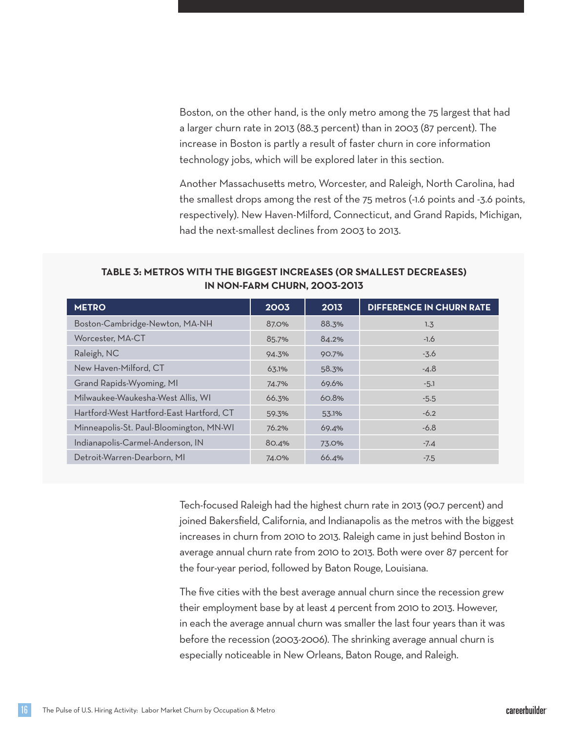Boston, on the other hand, is the only metro among the 75 largest that had a larger churn rate in 2013 (88.3 percent) than in 2003 (87 percent). The increase in Boston is partly a result of faster churn in core information technology jobs, which will be explored later in this section.

Another Massachusetts metro, Worcester, and Raleigh, North Carolina, had the smallest drops among the rest of the 75 metros (-1.6 points and -3.6 points, respectively). New Haven-Milford, Connecticut, and Grand Rapids, Michigan, had the next-smallest declines from 2003 to 2013.

**TABLE 3: METROS WITH THE BIGGEST INCREASES (OR SMALLEST DECREASES) IN NON-FARM CHURN, 2003-2013**

| METRO | 2003 | 2013 | DIFFERENCE IN CHURN RATE |
|---|---|---|---|
| Boston-Cambridge-Newton, MA-NH | 87.0% | 88.3% | 1.3 |
| Worcester, MA-CT | 85.7% | 84.2% | -1.6 |
| Raleigh, NC | 94.3% | 90.7% | -3.6 |
| New Haven-Milford, CT | 63.1% | 58.3% | -4.8 |
| Grand Rapids-Wyoming, MI | 74.7% | 69.6% | -5.1 |
| Milwaukee-Waukesha-West Allis, WI | 66.3% | 60.8% | -5.5 |
| Hartford-West Hartford-East Hartford, CT | 59.3% | 53.1% | -6.2 |
| Minneapolis-St. Paul-Bloomington, MN-WI | 76.2% | 69.4% | -6.8 |
| Indianapolis-Carmel-Anderson, IN | 80.4% | 73.0% | -7.4 |
| Detroit-Warren-Dearborn, MI | 74.0% | 66.4% | -7.5 |

Tech-focused Raleigh had the highest churn rate in 2013 (90.7 percent) and joined Bakersfield, California, and Indianapolis as the metros with the biggest increases in churn from 2010 to 2013. Raleigh came in just behind Boston in average annual churn rate from 2010 to 2013. Both were over 87 percent for the four-year period, followed by Baton Rouge, Louisiana.

The five cities with the best average annual churn since the recession grew their employment base by at least 4 percent from 2010 to 2013. However, in each the average annual churn was smaller the last four years than it was before the recession (2003-2006). The shrinking average annual churn is especially noticeable in New Orleans, Baton Rouge, and Raleigh.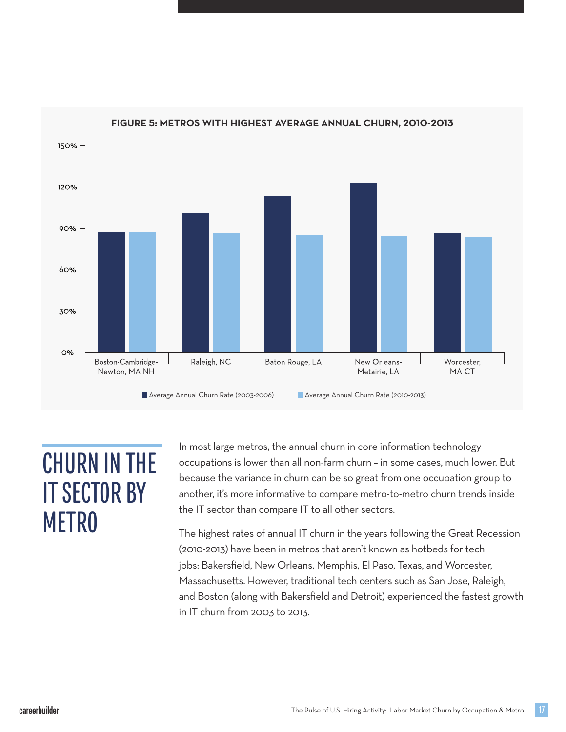**FIGURE 5: METROS WITH HIGHEST AVERAGE ANNUAL CHURN, 2010-2013**

150%
120%
90%
60%
30%
0%

Boston-Cambridge-Newton, MA-NH | Raleigh, NC | Baton Rouge, LA | New Orleans-Metairie, LA | Worcester, MA-CT

■ Average Annual Churn Rate (2003-2006) ■ Average Annual Churn Rate (2010-2013)

# CHURN IN THE IT SECTOR BY METRO

In most large metros, the annual churn in core information technology occupations is lower than all non-farm churn – in some cases, much lower. But because the variance in churn can be so great from one occupation group to another, it's more informative to compare metro-to-metro churn trends inside the IT sector than compare IT to all other sectors.

The highest rates of annual IT churn in the years following the Great Recession (2010-2013) have been in metros that aren't known as hotbeds for tech jobs: Bakersfield, New Orleans, Memphis, El Paso, Texas, and Worcester, Massachusetts. However, traditional tech centers such as San Jose, Raleigh, and Boston (along with Bakersfield and Detroit) experienced the fastest growth in IT churn from 2003 to 2013.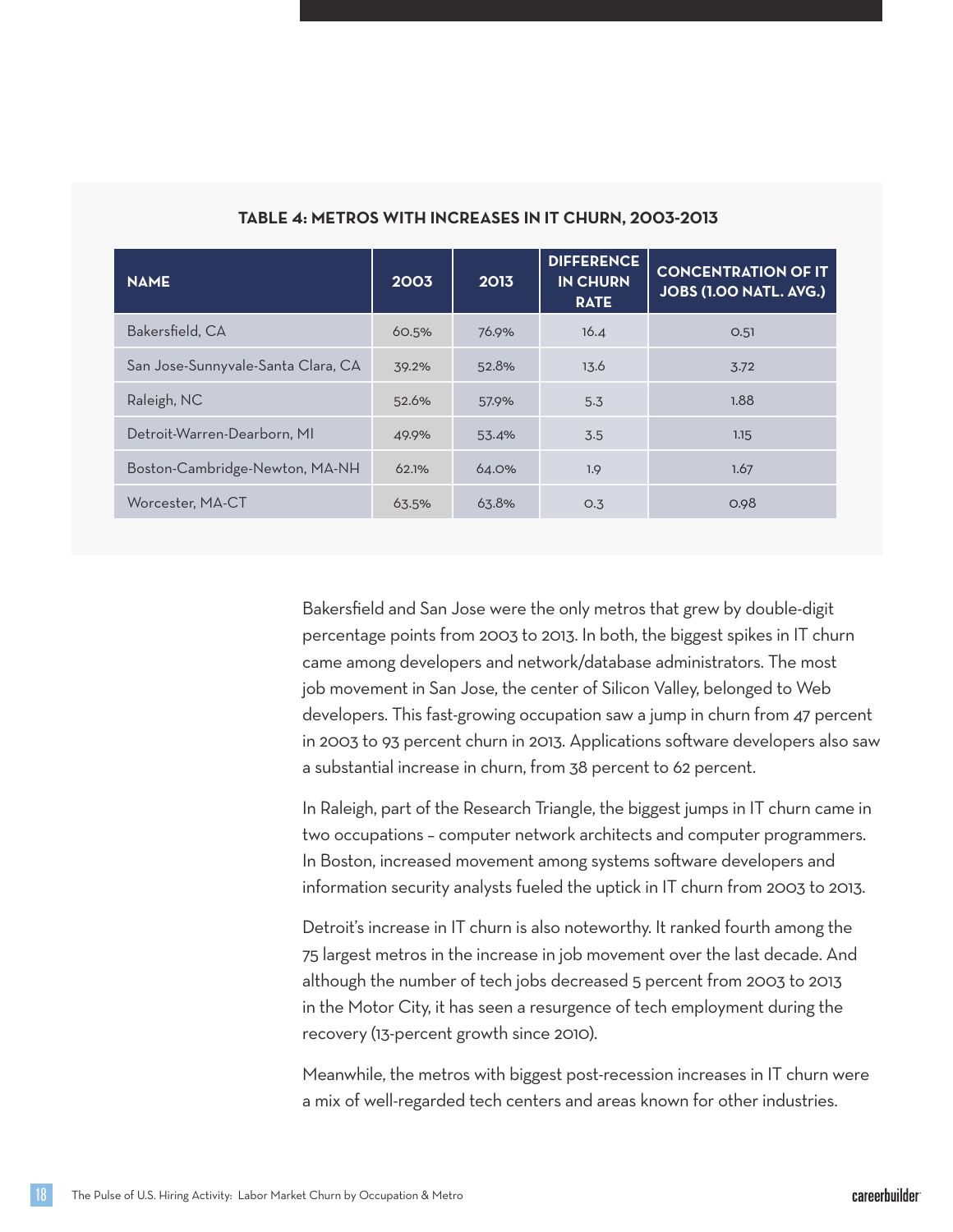**TABLE 4: METROS WITH INCREASES IN IT CHURN, 2003-2013**

| NAME | 2003 | 2013 | DIFFERENCE IN CHURN RATE | CONCENTRATION OF IT JOBS (1.00 NATL. AVG.) |
|---|---|---|---|---|
| Bakersfield, CA | 60.5% | 76.9% | 16.4 | 0.51 |
| San Jose-Sunnyvale-Santa Clara, CA | 39.2% | 52.8% | 13.6 | 3.72 |
| Raleigh, NC | 52.6% | 57.9% | 5.3 | 1.88 |
| Detroit-Warren-Dearborn, MI | 49.9% | 53.4% | 3.5 | 1.15 |
| Boston-Cambridge-Newton, MA-NH | 62.1% | 64.0% | 1.9 | 1.67 |
| Worcester, MA-CT | 63.5% | 63.8% | 0.3 | 0.98 |

Bakersfield and San Jose were the only metros that grew by double-digit percentage points from 2003 to 2013. In both, the biggest spikes in IT churn came among developers and network/database administrators. The most job movement in San Jose, the center of Silicon Valley, belonged to Web developers. This fast-growing occupation saw a jump in churn from 47 percent in 2003 to 93 percent churn in 2013. Applications software developers also saw a substantial increase in churn, from 38 percent to 62 percent.

In Raleigh, part of the Research Triangle, the biggest jumps in IT churn came in two occupations – computer network architects and computer programmers. In Boston, increased movement among systems software developers and information security analysts fueled the uptick in IT churn from 2003 to 2013.

Detroit's increase in IT churn is also noteworthy. It ranked fourth among the 75 largest metros in the increase in job movement over the last decade. And although the number of tech jobs decreased 5 percent from 2003 to 2013 in the Motor City, it has seen a resurgence of tech employment during the recovery (13-percent growth since 2010).

Meanwhile, the metros with biggest post-recession increases in IT churn were a mix of well-regarded tech centers and areas known for other industries.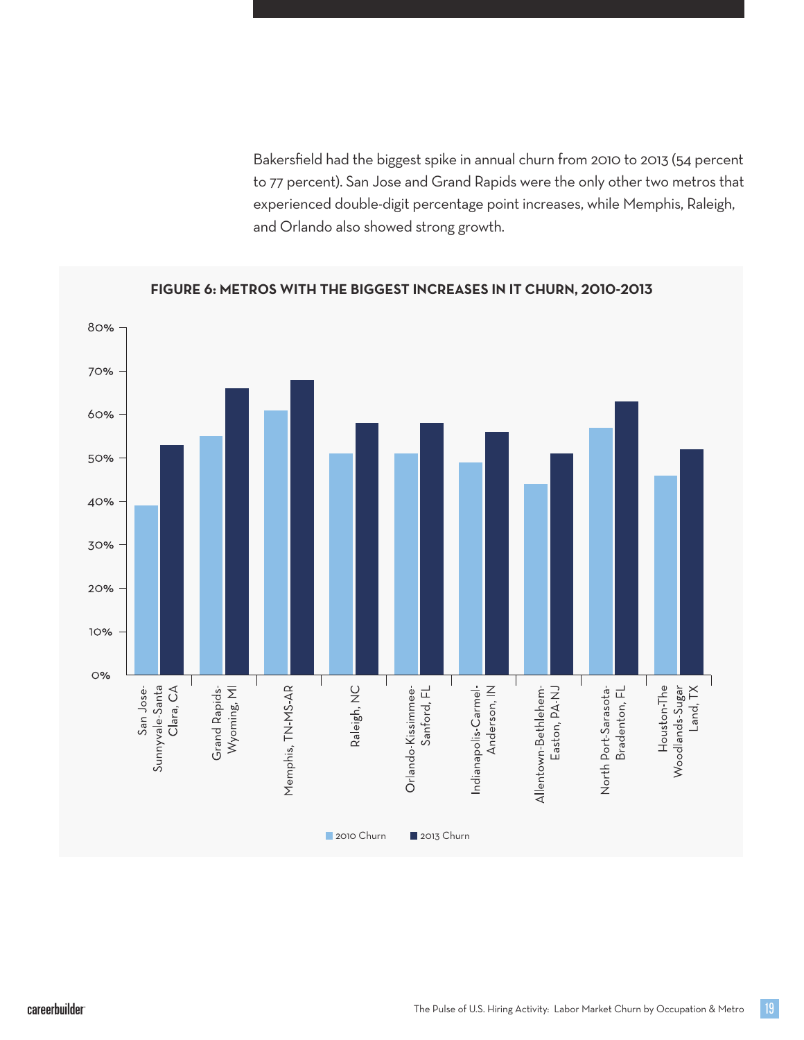Bakersfield had the biggest spike in annual churn from 2010 to 2013 (54 percent to 77 percent). San Jose and Grand Rapids were the only other two metros that experienced double-digit percentage point increases, while Memphis, Raleigh, and Orlando also showed strong growth.

**FIGURE 6: METROS WITH THE BIGGEST INCREASES IN IT CHURN, 2010-2013**

| Metro | 2010 Churn | 2013 Churn |
|---|---|---|
| San Jose-Sunnyvale-Santa Clara, CA | 39% | 53% |
| Grand Rapids-Wyoming, MI | 55% | 66% |
| Memphis, TN-MS-AR | 61% | 68% |
| Raleigh, NC | 51% | 58% |
| Orlando-Kissimmee-Sanford, FL | 51% | 58% |
| Indianapolis-Carmel-Anderson, IN | 49% | 56% |
| Allentown-Bethlehem-Easton, PA-NJ | 44% | 51% |
| North Port-Sarasota-Bradenton, FL | 57% | 63% |
| Houston-The Woodlands-Sugar Land, TX | 46% | 52% |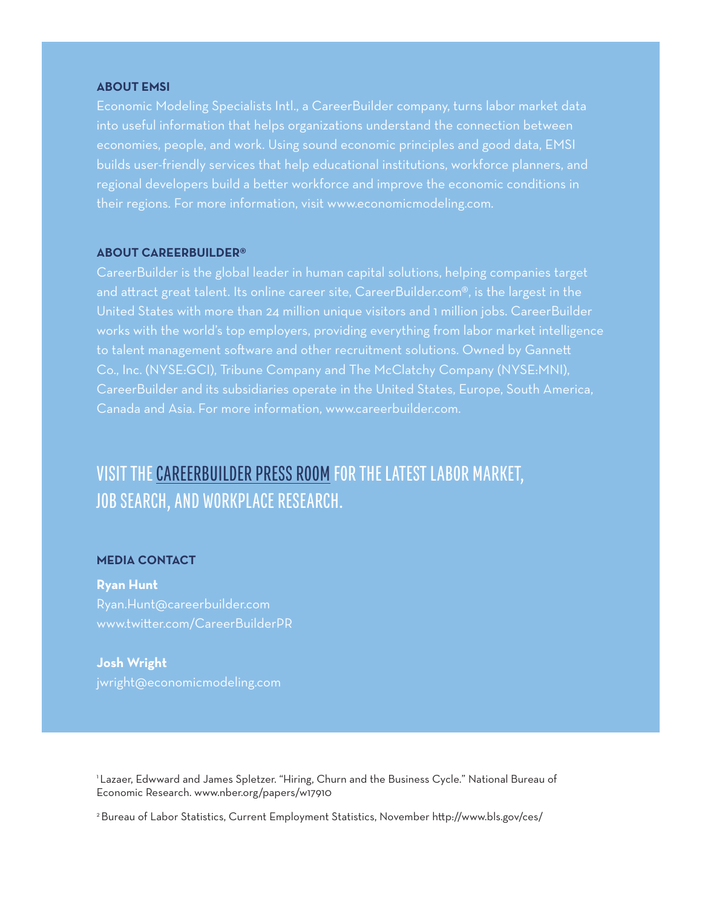**ABOUT EMSI**

Economic Modeling Specialists Intl., a CareerBuilder company, turns labor market data into useful information that helps organizations understand the connection between economies, people, and work. Using sound economic principles and good data, EMSI builds user-friendly services that help educational institutions, workforce planners, and regional developers build a better workforce and improve the economic conditions in their regions. For more information, visit www.economicmodeling.com.

**ABOUT CAREERBUILDER®**

CareerBuilder is the global leader in human capital solutions, helping companies target and attract great talent. Its online career site, CareerBuilder.com®, is the largest in the United States with more than 24 million unique visitors and 1 million jobs. CareerBuilder works with the world's top employers, providing everything from labor market intelligence to talent management software and other recruitment solutions. Owned by Gannett Co., Inc. (NYSE:GCI), Tribune Company and The McClatchy Company (NYSE:MNI), CareerBuilder and its subsidiaries operate in the United States, Europe, South America, Canada and Asia. For more information, www.careerbuilder.com.

## VISIT THE CAREERBUILDER PRESS ROOM FOR THE LATEST LABOR MARKET, JOB SEARCH, AND WORKPLACE RESEARCH.

**MEDIA CONTACT**

**Ryan Hunt**
Ryan.Hunt@careerbuilder.com
www.twitter.com/CareerBuilderPR

**Josh Wright**
jwright@economicmodeling.com

[1] Lazaer, Edwward and James Spletzer. "Hiring, Churn and the Business Cycle." National Bureau of Economic Research. www.nber.org/papers/w17910

[2] Bureau of Labor Statistics, Current Employment Statistics, November http://www.bls.gov/ces/